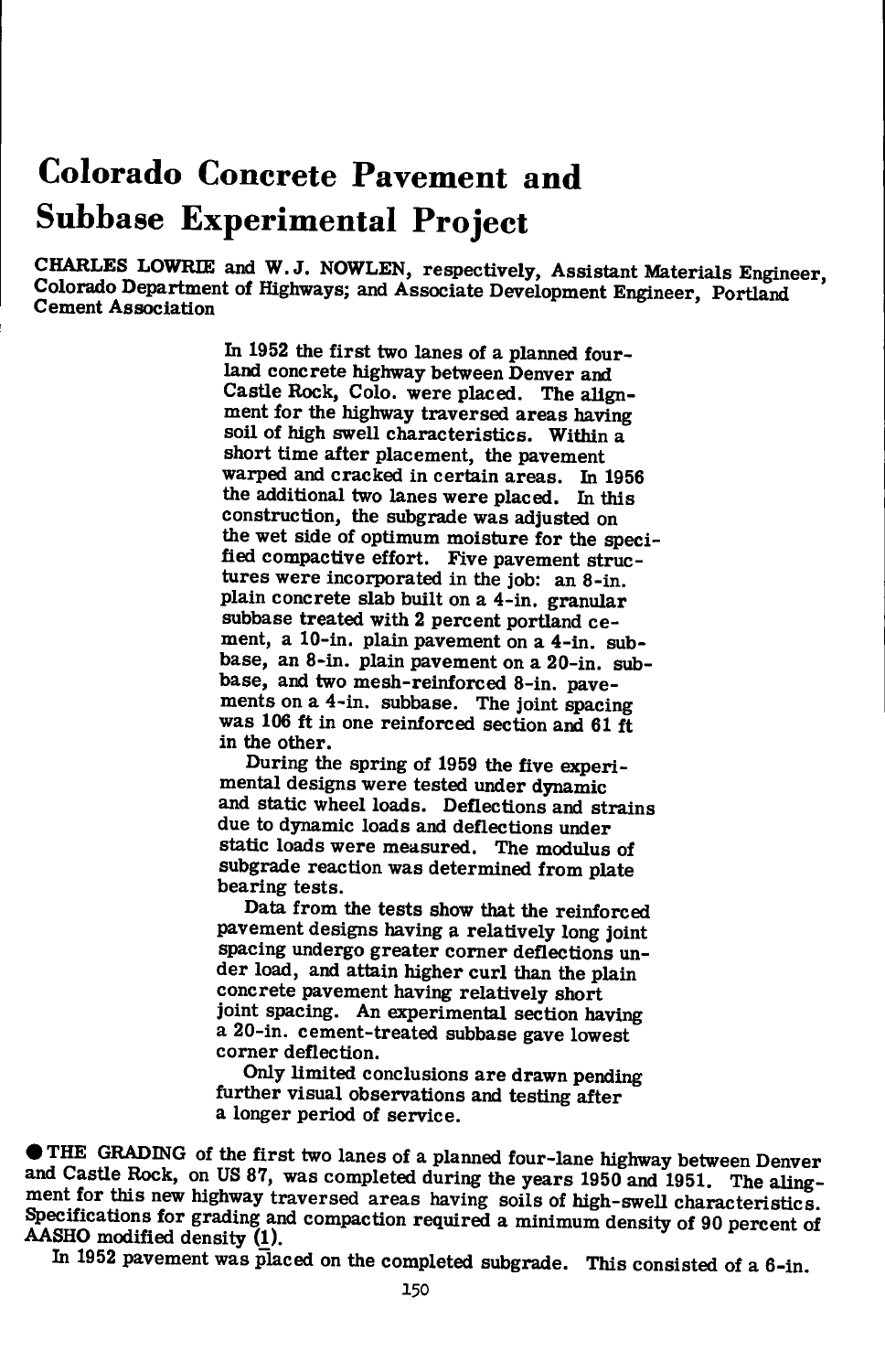# Colorado Concrete Pavement and Subbase Experimental Project

CHARLES LOWRIE and W. J. NOWLEN, respectively, Assistant Materials Engineer, Colorado Department of Highways; and Associate Development Engineer, Portland Cement Association

> In 1952 the first two lanes of a planned four-land concrete highway between Denver and Castle Rock, Colo. were placed. The alignment for the highway traversed areas having soil of high swell characteristics. Within a short time after placement, the pavement warped and cracked in certain areas. In 1956 the additional two lanes were placed. In this construction, the subgrade was adjusted on the wet side of optimum moisture for the specified compactive effort. Five pavement structures were incorporated in the job: an 8-in. plain concrete slab built on a 4-in. granular subbase treated with 2 percent portland cement, a 10-in. plain pavement on a 4-in. subbase, an 8-in. plain pavement on a 20-in. subbase, and two mesh-reinforced 8-in. pavements on a 4-in. subbase. The joint spacing was 106 ft in one reinforced section and 61 ft in the other.
>
> During the spring of 1959 the five experimental designs were tested under dynamic and static wheel loads. Deflections and strains due to dynamic loads and deflections under static loads were measured. The modulus of subgrade reaction was determined from plate bearing tests.
>
> Data from the tests show that the reinforced pavement designs having a relatively long joint spacing undergo greater corner deflections under load, and attain higher curl than the plain concrete pavement having relatively short joint spacing. An experimental section having a 20-in. cement-treated subbase gave lowest corner deflection.
>
> Only limited conclusions are drawn pending further visual observations and testing after a longer period of service.

● THE GRADING of the first two lanes of a planned four-lane highway between Denver and Castle Rock, on US 87, was completed during the years 1950 and 1951. The alingment for this new highway traversed areas having soils of high-swell characteristics. Specifications for grading and compaction required a minimum density of 90 percent of AASHO modified density (1).

In 1952 pavement was placed on the completed subgrade. This consisted of a 6-in.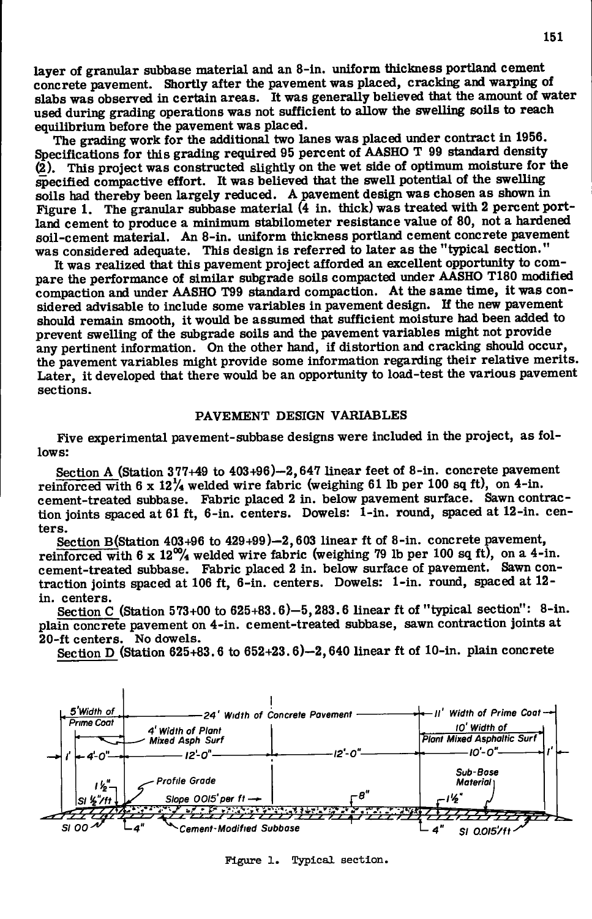layer of granular subbase material and an 8-in. uniform thickness portland cement concrete pavement. Shortly after the pavement was placed, cracking and warping of slabs was observed in certain areas. It was generally believed that the amount of water used during grading operations was not sufficient to allow the swelling soils to reach equilibrium before the pavement was placed.

The grading work for the additional two lanes was placed under contract in 1956. Specifications for this grading required 95 percent of AASHO T 99 standard density (2). This project was constructed slightly on the wet side of optimum moisture for the specified compactive effort. It was believed that the swell potential of the swelling soils had thereby been largely reduced. A pavement design was chosen as shown in Figure 1. The granular subbase material (4 in. thick) was treated with 2 percent portland cement to produce a minimum stabilometer resistance value of 80, not a hardened soil-cement material. An 8-in. uniform thickness portland cement concrete pavement was considered adequate. This design is referred to later as the "typical section."

It was realized that this pavement project afforded an excellent opportunity to compare the performance of similar subgrade soils compacted under AASHO T180 modified compaction and under AASHO T99 standard compaction. At the same time, it was considered advisable to include some variables in pavement design. If the new pavement should remain smooth, it would be assumed that sufficient moisture had been added to prevent swelling of the subgrade soils and the pavement variables might not provide any pertinent information. On the other hand, if distortion and cracking should occur, the pavement variables might provide some information regarding their relative merits. Later, it developed that there would be an opportunity to load-test the various pavement sections.

## PAVEMENT DESIGN VARIABLES

Five experimental pavement-subbase designs were included in the project, as follows:

Section A (Station 377+49 to 403+96)—2,647 linear feet of 8-in. concrete pavement reinforced with 6 x 12¼ welded wire fabric (weighing 61 lb per 100 sq ft), on 4-in. cement-treated subbase. Fabric placed 2 in. below pavement surface. Sawn contraction joints spaced at 61 ft, 6-in. centers. Dowels: 1-in. round, spaced at 12-in. centers.

Section B (Station 403+96 to 429+99)—2,603 linear ft of 8-in. concrete pavement, reinforced with 6 x 12⁰⁰/₄ welded wire fabric (weighing 79 lb per 100 sq ft), on a 4-in. cement-treated subbase. Fabric placed 2 in. below surface of pavement. Sawn contraction joints spaced at 106 ft, 6-in. centers. Dowels: 1-in. round, spaced at 12-in. centers.

Section C (Station 573+00 to 625+83.6)—5,283.6 linear ft of "typical section": 8-in. plain concrete pavement on 4-in. cement-treated subbase, sawn contraction joints at 20-ft centers. No dowels.

Section D (Station 625+83.6 to 652+23.6)—2,640 linear ft of 10-in. plain concrete

Figure 1. Typical section.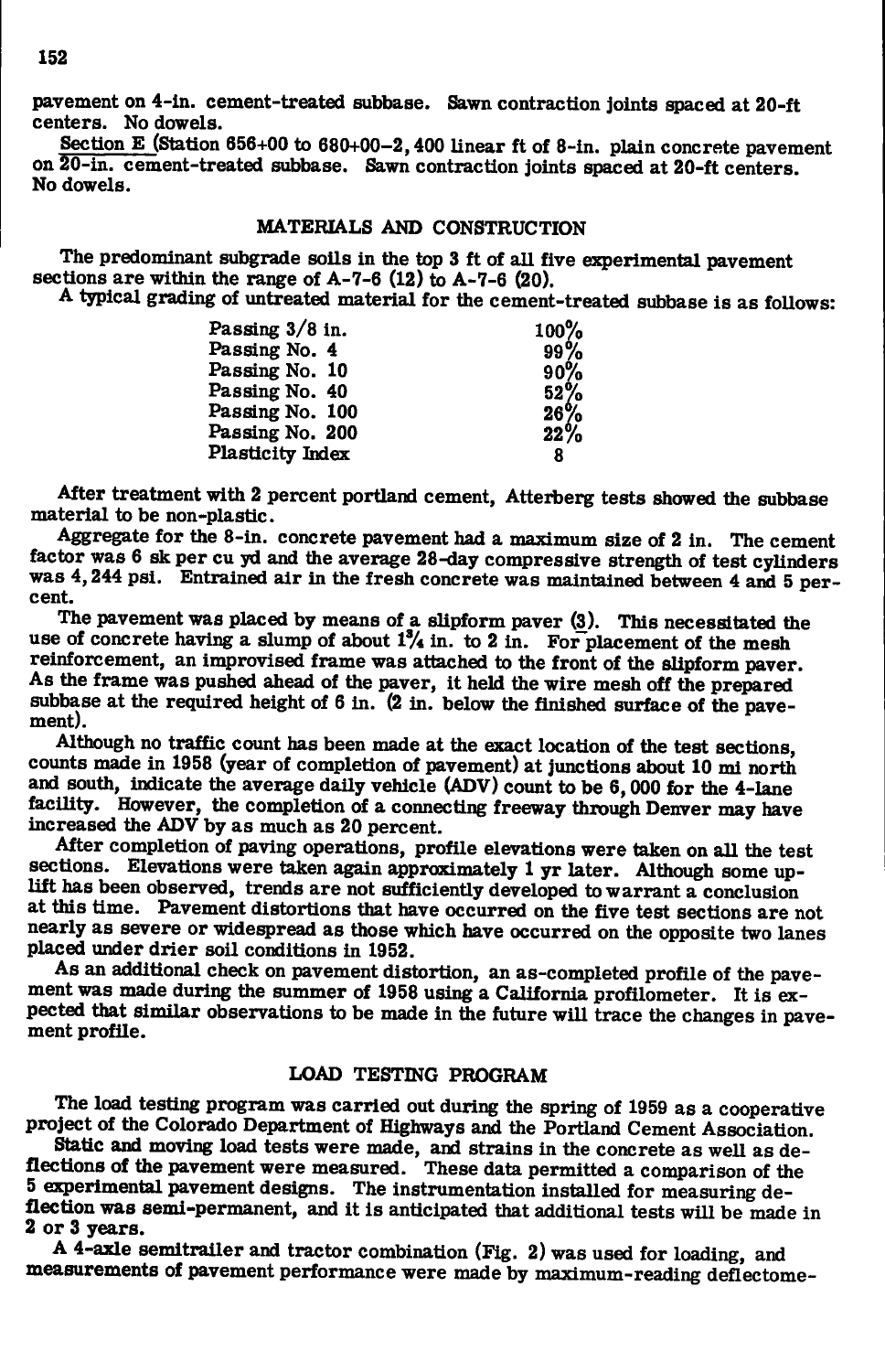pavement on 4-in. cement-treated subbase. Sawn contraction joints spaced at 20-ft centers. No dowels.

Section E (Station 656+00 to 680+00—2,400 linear ft of 8-in. plain concrete pavement on 20-in. cement-treated subbase. Sawn contraction joints spaced at 20-ft centers. No dowels.

## MATERIALS AND CONSTRUCTION

The predominant subgrade soils in the top 3 ft of all five experimental pavement sections are within the range of A-7-6 (12) to A-7-6 (20).

A typical grading of untreated material for the cement-treated subbase is as follows:

| | |
|---|---|
| Passing 3/8 in. | 100% |
| Passing No. 4 | 99% |
| Passing No. 10 | 90% |
| Passing No. 40 | 52% |
| Passing No. 100 | 26% |
| Passing No. 200 | 22% |
| Plasticity Index | 8 |

After treatment with 2 percent portland cement, Atterberg tests showed the subbase material to be non-plastic.

Aggregate for the 8-in. concrete pavement had a maximum size of 2 in. The cement factor was 6 sk per cu yd and the average 28-day compressive strength of test cylinders was 4,244 psi. Entrained air in the fresh concrete was maintained between 4 and 5 percent.

The pavement was placed by means of a slipform paver (3). This necessitated the use of concrete having a slump of about 1¾ in. to 2 in. For placement of the mesh reinforcement, an improvised frame was attached to the front of the slipform paver. As the frame was pushed ahead of the paver, it held the wire mesh off the prepared subbase at the required height of 6 in. (2 in. below the finished surface of the pavement).

Although no traffic count has been made at the exact location of the test sections, counts made in 1958 (year of completion of pavement) at junctions about 10 mi north and south, indicate the average daily vehicle (ADV) count to be 6,000 for the 4-lane facility. However, the completion of a connecting freeway through Denver may have increased the ADV by as much as 20 percent.

After completion of paving operations, profile elevations were taken on all the test sections. Elevations were taken again approximately 1 yr later. Although some uplift has been observed, trends are not sufficiently developed to warrant a conclusion at this time. Pavement distortions that have occurred on the five test sections are not nearly as severe or widespread as those which have occurred on the opposite two lanes placed under drier soil conditions in 1952.

As an additional check on pavement distortion, an as-completed profile of the pavement was made during the summer of 1958 using a California profilometer. It is expected that similar observations to be made in the future will trace the changes in pavement profile.

## LOAD TESTING PROGRAM

The load testing program was carried out during the spring of 1959 as a cooperative project of the Colorado Department of Highways and the Portland Cement Association.

Static and moving load tests were made, and strains in the concrete as well as deflections of the pavement were measured. These data permitted a comparison of the 5 experimental pavement designs. The instrumentation installed for measuring deflection was semi-permanent, and it is anticipated that additional tests will be made in 2 or 3 years.

A 4-axle semitrailer and tractor combination (Fig. 2) was used for loading, and measurements of pavement performance were made by maximum-reading deflectome-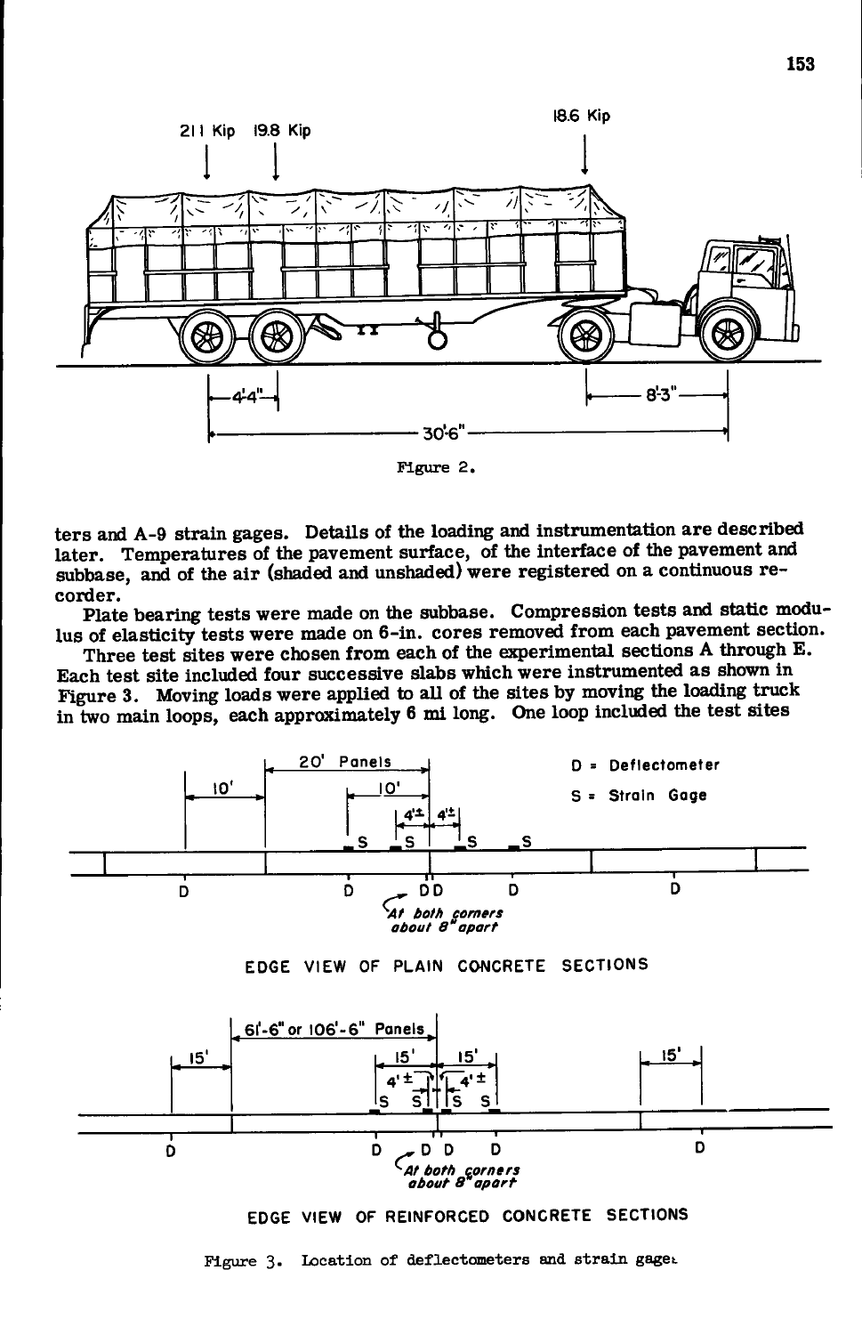Figure 2.

ters and A-9 strain gages. Details of the loading and instrumentation are described later. Temperatures of the pavement surface, of the interface of the pavement and subbase, and of the air (shaded and unshaded) were registered on a continuous recorder.

Plate bearing tests were made on the subbase. Compression tests and static modulus of elasticity tests were made on 6-in. cores removed from each pavement section.

Three test sites were chosen from each of the experimental sections A through E. Each test site included four successive slabs which were instrumented as shown in Figure 3. Moving loads were applied to all of the sites by moving the loading truck in two main loops, each approximately 6 mi long. One loop included the test sites

Figure 3. Location of deflectometers and strain gages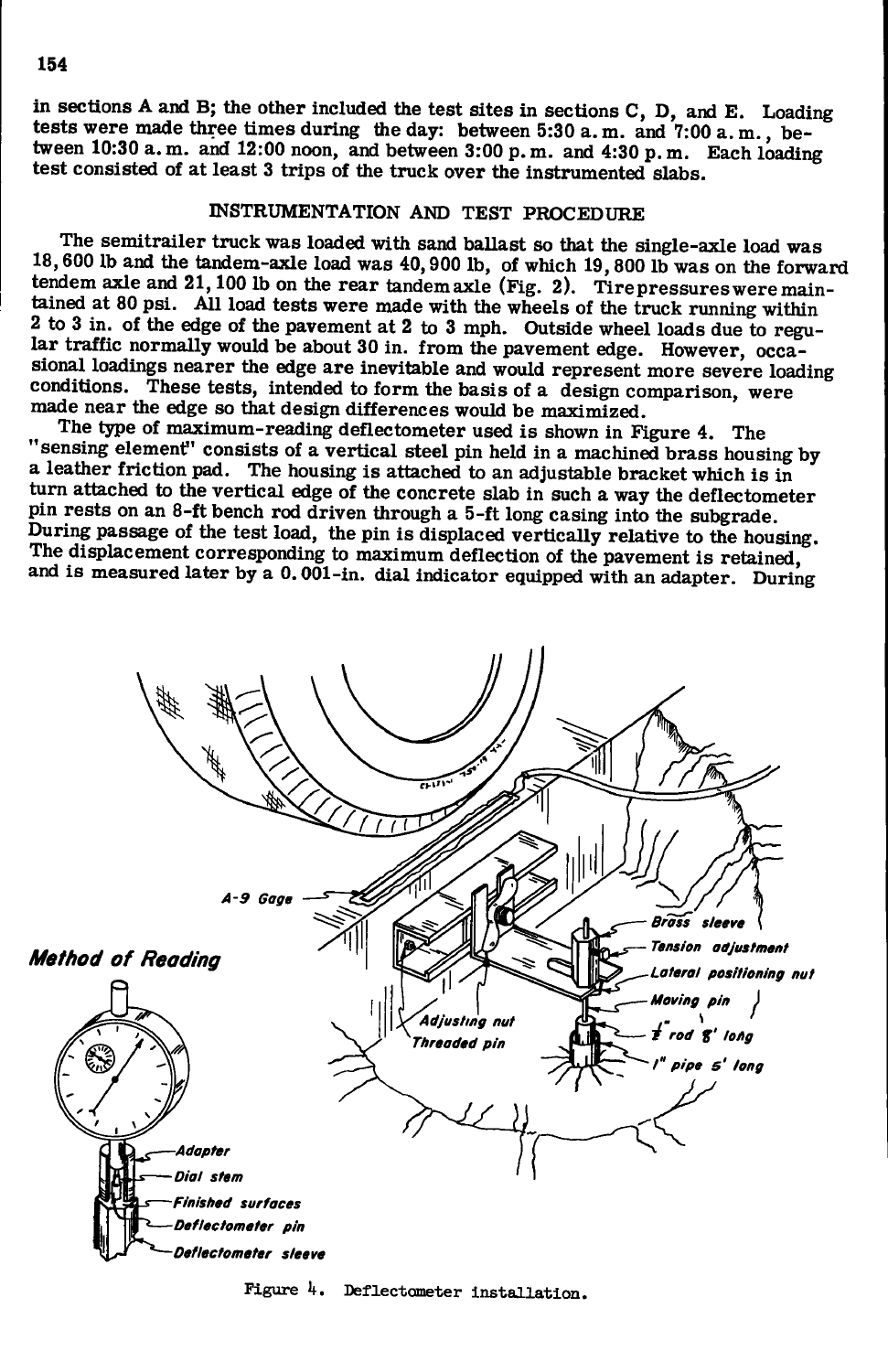in sections A and B; the other included the test sites in sections C, D, and E. Loading tests were made three times during the day: between 5:30 a.m. and 7:00 a.m., between 10:30 a.m. and 12:00 noon, and between 3:00 p.m. and 4:30 p.m. Each loading test consisted of at least 3 trips of the truck over the instrumented slabs.

## INSTRUMENTATION AND TEST PROCEDURE

The semitrailer truck was loaded with sand ballast so that the single-axle load was 18,600 lb and the tandem-axle load was 40,900 lb, of which 19,800 lb was on the forward tendem axle and 21,100 lb on the rear tandem axle (Fig. 2). Tire pressures were maintained at 80 psi. All load tests were made with the wheels of the truck running within 2 to 3 in. of the edge of the pavement at 2 to 3 mph. Outside wheel loads due to regular traffic normally would be about 30 in. from the pavement edge. However, occasional loadings nearer the edge are inevitable and would represent more severe loading conditions. These tests, intended to form the basis of a design comparison, were made near the edge so that design differences would be maximized.

The type of maximum-reading deflectometer used is shown in Figure 4. The "sensing element" consists of a vertical steel pin held in a machined brass housing by a leather friction pad. The housing is attached to an adjustable bracket which is in turn attached to the vertical edge of the concrete slab in such a way the deflectometer pin rests on an 8-ft bench rod driven through a 5-ft long casing into the subgrade. During passage of the test load, the pin is displaced vertically relative to the housing. The displacement corresponding to maximum deflection of the pavement is retained, and is measured later by a 0.001-in. dial indicator equipped with an adapter. During

Figure 4. Deflectometer installation.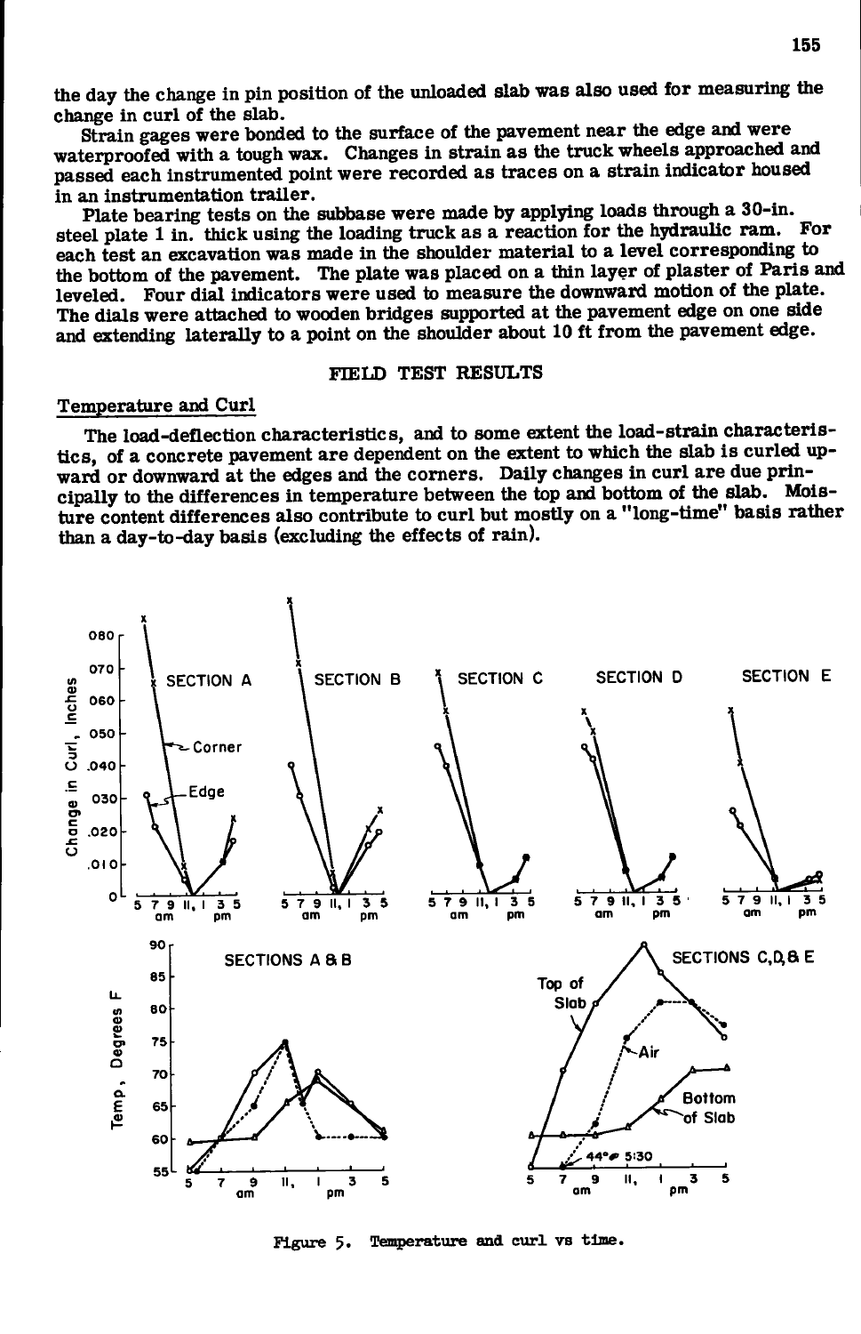the day the change in pin position of the unloaded slab was also used for measuring the change in curl of the slab.

Strain gages were bonded to the surface of the pavement near the edge and were waterproofed with a tough wax. Changes in strain as the truck wheels approached and passed each instrumented point were recorded as traces on a strain indicator housed in an instrumentation trailer.

Plate bearing tests on the subbase were made by applying loads through a 30-in. steel plate 1 in. thick using the loading truck as a reaction for the hydraulic ram. For each test an excavation was made in the shoulder material to a level corresponding to the bottom of the pavement. The plate was placed on a thin layer of plaster of Paris and leveled. Four dial indicators were used to measure the downward motion of the plate. The dials were attached to wooden bridges supported at the pavement edge on one side and extending laterally to a point on the shoulder about 10 ft from the pavement edge.

## FIELD TEST RESULTS

### Temperature and Curl

The load-deflection characteristics, and to some extent the load-strain characteristics, of a concrete pavement are dependent on the extent to which the slab is curled upward or downward at the edges and the corners. Daily changes in curl are due principally to the differences in temperature between the top and bottom of the slab. Moisture content differences also contribute to curl but mostly on a "long-time" basis rather than a day-to-day basis (excluding the effects of rain).

Figure 5. Temperature and curl vs time.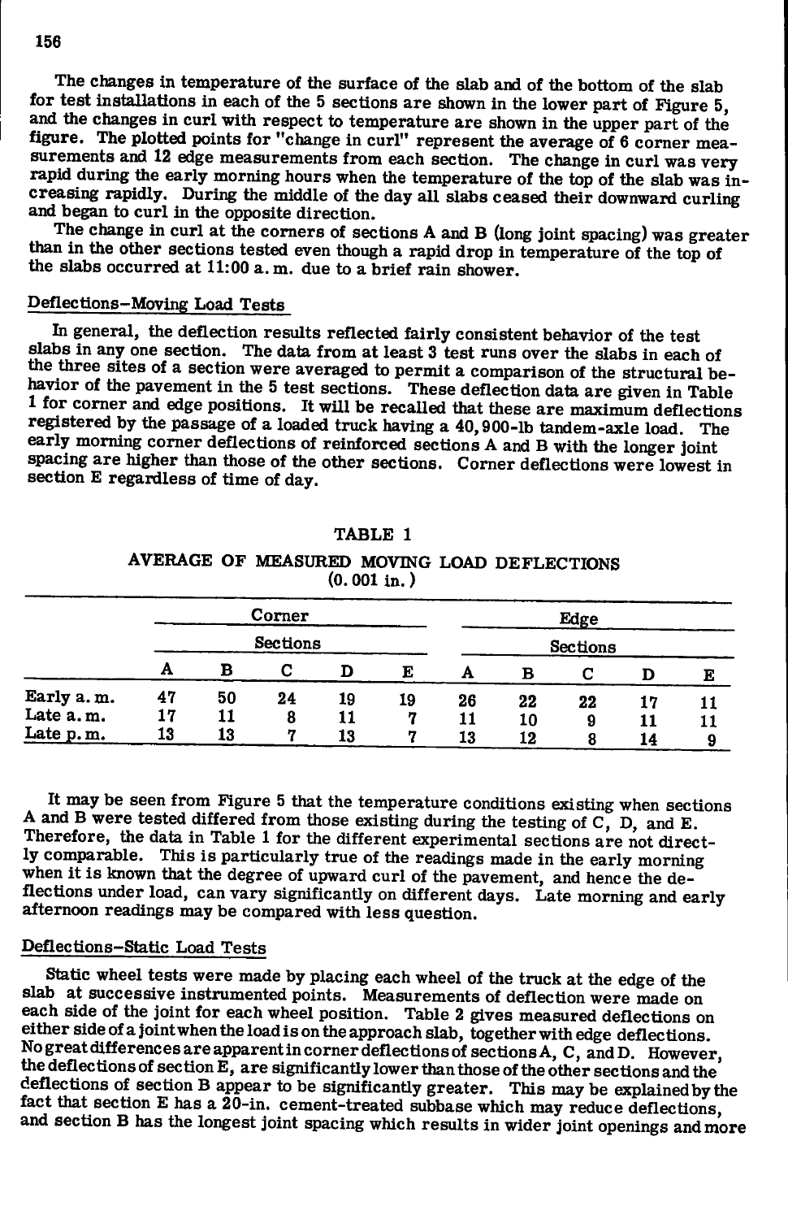The changes in temperature of the surface of the slab and of the bottom of the slab for test installations in each of the 5 sections are shown in the lower part of Figure 5, and the changes in curl with respect to temperature are shown in the upper part of the figure. The plotted points for "change in curl" represent the average of 6 corner measurements and 12 edge measurements from each section. The change in curl was very rapid during the early morning hours when the temperature of the top of the slab was increasing rapidly. During the middle of the day all slabs ceased their downward curling and began to curl in the opposite direction.

The change in curl at the corners of sections A and B (long joint spacing) was greater than in the other sections tested even though a rapid drop in temperature of the top of the slabs occurred at 11:00 a.m. due to a brief rain shower.

## Deflections–Moving Load Tests

In general, the deflection results reflected fairly consistent behavior of the test slabs in any one section. The data from at least 3 test runs over the slabs in each of the three sites of a section were averaged to permit a comparison of the structural behavior of the pavement in the 5 test sections. These deflection data are given in Table 1 for corner and edge positions. It will be recalled that these are maximum deflections registered by the passage of a loaded truck having a 40,900-lb tandem-axle load. The early morning corner deflections of reinforced sections A and B with the longer joint spacing are higher than those of the other sections. Corner deflections were lowest in section E regardless of time of day.

TABLE 1

AVERAGE OF MEASURED MOVING LOAD DEFLECTIONS (0.001 in.)

| | Corner | | | | | Edge | | | | |
|---|---|---|---|---|---|---|---|---|---|---|
| | Sections | | | | | Sections | | | | |
| | A | B | C | D | E | A | B | C | D | E |
| Early a.m. | 47 | 50 | 24 | 19 | 19 | 26 | 22 | 22 | 17 | 11 |
| Late a.m. | 17 | 11 | 8 | 11 | 7 | 11 | 10 | 9 | 11 | 11 |
| Late p.m. | 13 | 13 | 7 | 13 | 7 | 13 | 12 | 8 | 14 | 9 |

It may be seen from Figure 5 that the temperature conditions existing when sections A and B were tested differed from those existing during the testing of C, D, and E. Therefore, the data in Table 1 for the different experimental sections are not directly comparable. This is particularly true of the readings made in the early morning when it is known that the degree of upward curl of the pavement, and hence the deflections under load, can vary significantly on different days. Late morning and early afternoon readings may be compared with less question.

## Deflections–Static Load Tests

Static wheel tests were made by placing each wheel of the truck at the edge of the slab at successive instrumented points. Measurements of deflection were made on each side of the joint for each wheel position. Table 2 gives measured deflections on either side of a joint when the load is on the approach slab, together with edge deflections. No great differences are apparent in corner deflections of sections A, C, and D. However, the deflections of section E, are significantly lower than those of the other sections and the deflections of section B appear to be significantly greater. This may be explained by the fact that section E has a 20-in. cement-treated subbase which may reduce deflections, and section B has the longest joint spacing which results in wider joint openings and more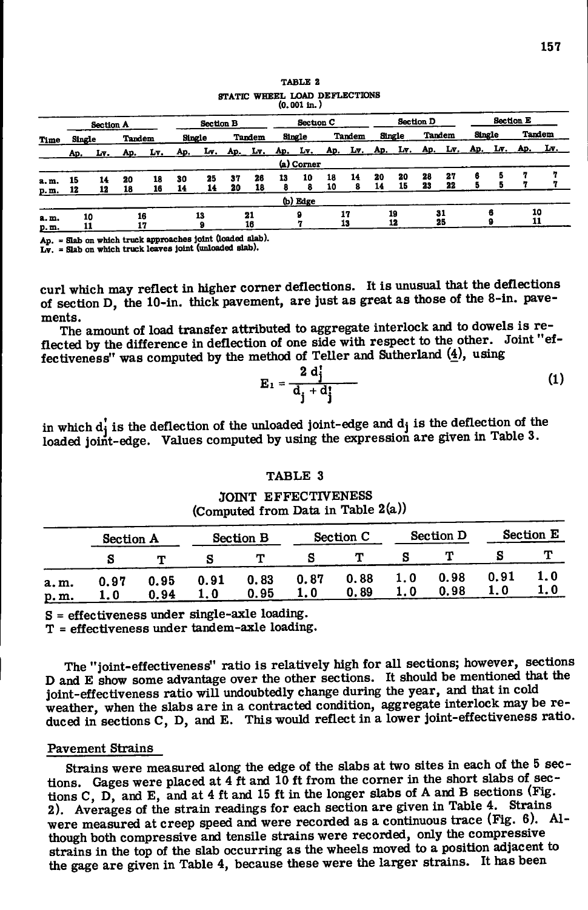TABLE 2

STATIC WHEEL LOAD DEFLECTIONS

(0.001 in.)

| Time | Section A | | | | Section B | | | | Section C | | | | Section D | | | | Section E | | | |
|---|---|---|---|---|---|---|---|---|---|---|---|---|---|---|---|---|---|---|---|---|
| | Single | | Tandem | | Single | | Tandem | | Single | | Tandem | | Single | | Tandem | | Single | | Tandem | |
| | Ap. | Lv. | Ap. | Lv. | Ap. | Lv. | Ap. | Lv. | Ap. | Lv. | Ap. | Lv. | Ap. | Lv. | Ap. | Lv. | Ap. | Lv. | Ap. | Lv. |
| | (a) Corner | | | | | | | | | | | | | | | | | | | |
| a.m. | 15 | 14 | 20 | 18 | 30 | 25 | 37 | 26 | 13 | 10 | 18 | 14 | 20 | 20 | 28 | 27 | 6 | 5 | 7 | 7 |
| p.m. | 12 | 12 | 18 | 16 | 14 | 14 | 20 | 18 | 8 | 8 | 10 | 8 | 14 | 15 | 23 | 22 | 5 | 5 | 7 | 7 |
| | (b) Edge | | | | | | | | | | | | | | | | | | | |
| a.m. | 10 | | 16 | | 13 | | 21 | | 9 | | 17 | | 19 | | 31 | | 6 | | 10 | |
| p.m. | 11 | | 17 | | 9 | | 16 | | 7 | | 13 | | 12 | | 25 | | 9 | | 11 | |

Ap. = Slab on which truck approaches joint (loaded slab).
Lv. = Slab on which truck leaves joint (unloaded slab).

curl which may reflect in higher corner deflections. It is unusual that the deflections of section D, the 10-in. thick pavement, are just as great as those of the 8-in. pavements.

The amount of load transfer attributed to aggregate interlock and to dowels is reflected by the difference in deflection of one side with respect to the other. Joint "effectiveness" was computed by the method of Teller and Sutherland (4), using

$$E_1 = \frac{2\, d_j'}{d_j + d_j'} \tag{1}$$

in which $d_j'$ is the deflection of the unloaded joint-edge and $d_j$ is the deflection of the loaded joint-edge. Values computed by using the expression are given in Table 3.

TABLE 3

JOINT EFFECTIVENESS

(Computed from Data in Table 2(a))

| | Section A | | Section B | | Section C | | Section D | | Section E | |
|---|---|---|---|---|---|---|---|---|---|---|
| | S | T | S | T | S | T | S | T | S | T |
| a.m. | 0.97 | 0.95 | 0.91 | 0.83 | 0.87 | 0.88 | 1.0 | 0.98 | 0.91 | 1.0 |
| p.m. | 1.0 | 0.94 | 1.0 | 0.95 | 1.0 | 0.89 | 1.0 | 0.98 | 1.0 | 1.0 |

S = effectiveness under single-axle loading.
T = effectiveness under tandem-axle loading.

The "joint-effectiveness" ratio is relatively high for all sections; however, sections D and E show some advantage over the other sections. It should be mentioned that the joint-effectiveness ratio will undoubtedly change during the year, and that in cold weather, when the slabs are in a contracted condition, aggregate interlock may be reduced in sections C, D, and E. This would reflect in a lower joint-effectiveness ratio.

## Pavement Strains

Strains were measured along the edge of the slabs at two sites in each of the 5 sections. Gages were placed at 4 ft and 10 ft from the corner in the short slabs of sections C, D, and E, and at 4 ft and 15 ft in the longer slabs of A and B sections (Fig. 2). Averages of the strain readings for each section are given in Table 4. Strains were measured at creep speed and were recorded as a continuous trace (Fig. 6). Although both compressive and tensile strains were recorded, only the compressive strains in the top of the slab occurring as the wheels moved to a position adjacent to the gage are given in Table 4, because these were the larger strains. It has been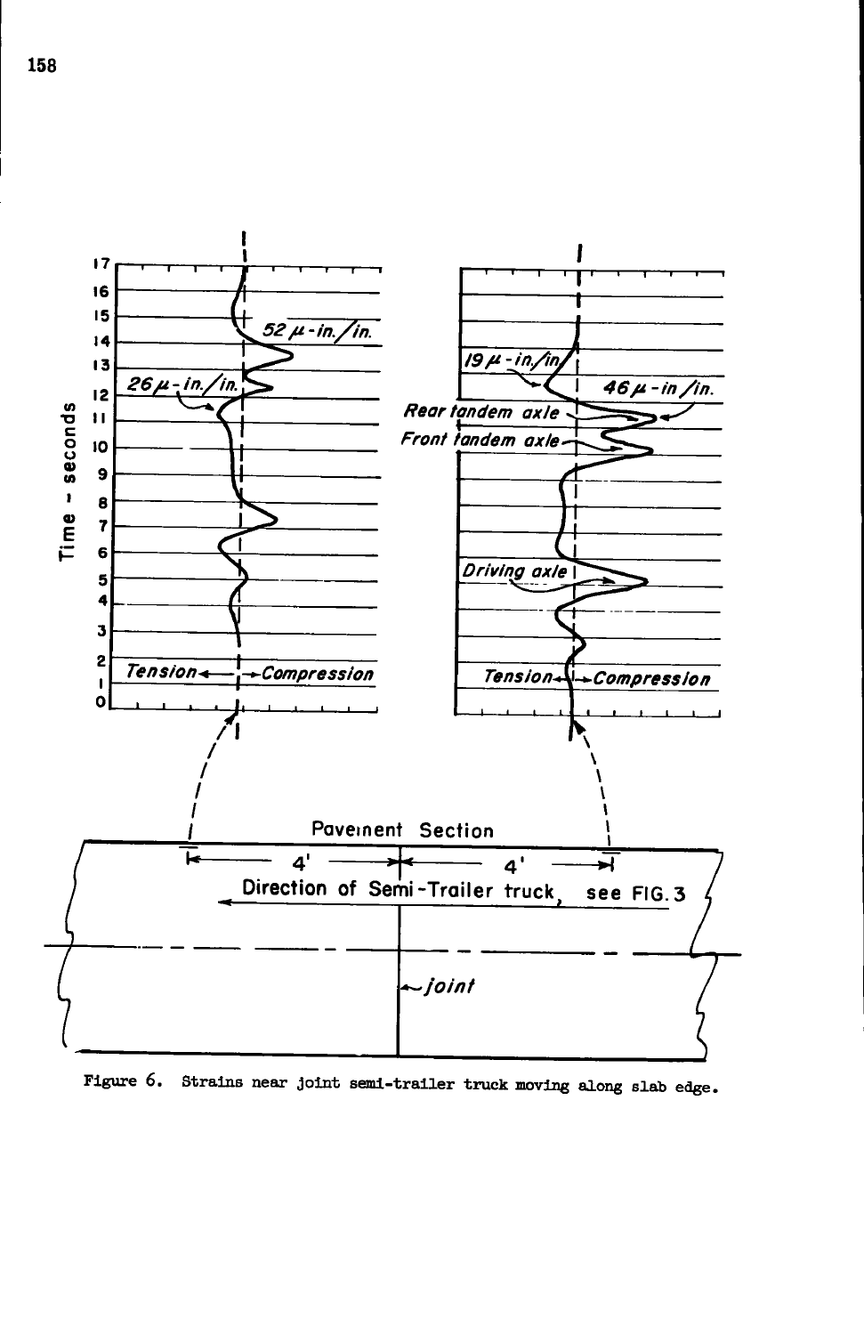Figure 6. Strains near joint semi-trailer truck moving along slab edge.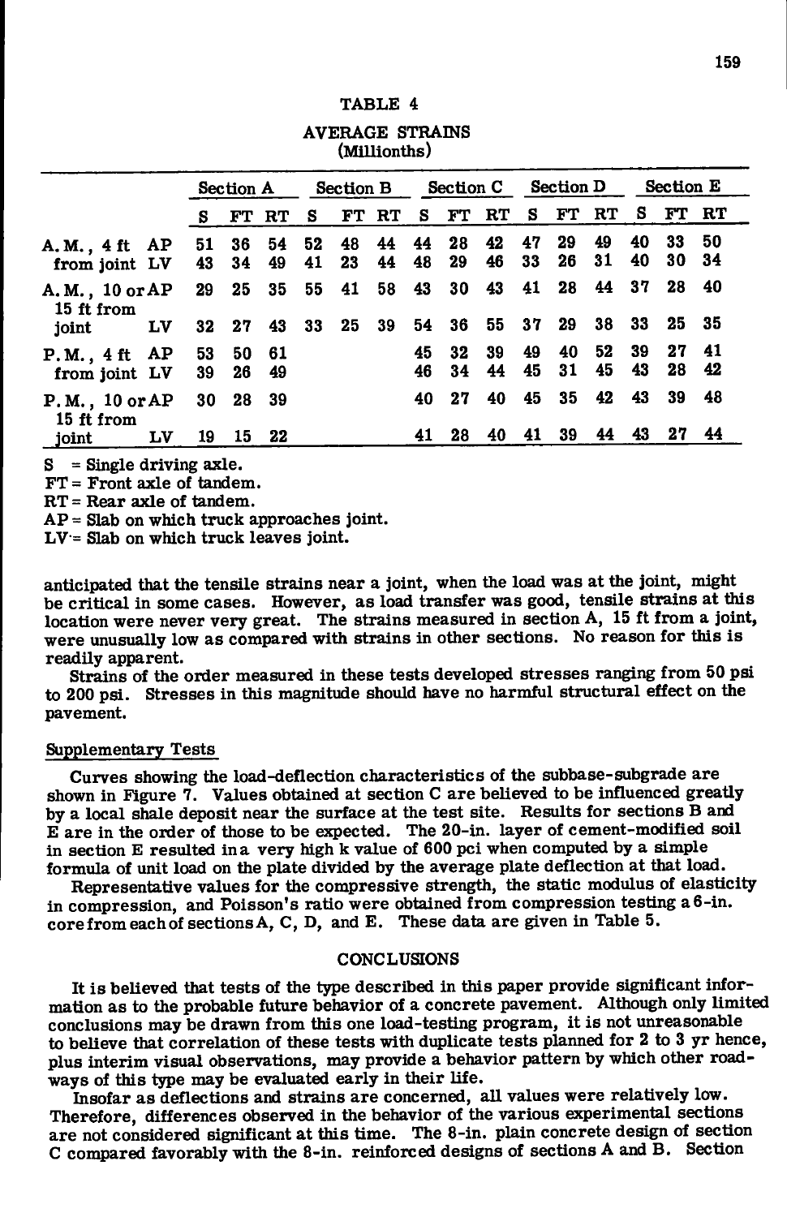TABLE 4

AVERAGE STRAINS
(Millionths)

| | | Section A | | | Section B | | | Section C | | | Section D | | | Section E | | |
|---|---|---|---|---|---|---|---|---|---|---|---|---|---|---|---|---|
| | | S | FT | RT | S | FT | RT | S | FT | RT | S | FT | RT | S | FT | RT |
| A.M., 4 ft from joint | AP | 51 | 36 | 54 | 52 | 48 | 44 | 44 | 28 | 42 | 47 | 29 | 49 | 40 | 33 | 50 |
| | LV | 43 | 34 | 49 | 41 | 23 | 44 | 48 | 29 | 46 | 33 | 26 | 31 | 40 | 30 | 34 |
| A.M., 10 or 15 ft from joint | AP | 29 | 25 | 35 | 55 | 41 | 58 | 43 | 30 | 43 | 41 | 28 | 44 | 37 | 28 | 40 |
| | LV | 32 | 27 | 43 | 33 | 25 | 39 | 54 | 36 | 55 | 37 | 29 | 38 | 33 | 25 | 35 |
| P.M., 4 ft from joint | AP | 53 | 50 | 61 | | | | 45 | 32 | 39 | 49 | 40 | 52 | 39 | 27 | 41 |
| | LV | 39 | 26 | 49 | | | | 46 | 34 | 44 | 45 | 31 | 45 | 43 | 28 | 42 |
| P.M., 10 or 15 ft from joint | AP | 30 | 28 | 39 | | | | 40 | 27 | 40 | 45 | 35 | 42 | 43 | 39 | 48 |
| | LV | 19 | 15 | 22 | | | | 41 | 28 | 40 | 41 | 39 | 44 | 43 | 27 | 44 |

S = Single driving axle.
FT = Front axle of tandem.
RT = Rear axle of tandem.
AP = Slab on which truck approaches joint.
LV = Slab on which truck leaves joint.

anticipated that the tensile strains near a joint, when the load was at the joint, might be critical in some cases. However, as load transfer was good, tensile strains at this location were never very great. The strains measured in section A, 15 ft from a joint, were unusually low as compared with strains in other sections. No reason for this is readily apparent.

Strains of the order measured in these tests developed stresses ranging from 50 psi to 200 psi. Stresses in this magnitude should have no harmful structural effect on the pavement.

## Supplementary Tests

Curves showing the load-deflection characteristics of the subbase-subgrade are shown in Figure 7. Values obtained at section C are believed to be influenced greatly by a local shale deposit near the surface at the test site. Results for sections B and E are in the order of those to be expected. The 20-in. layer of cement-modified soil in section E resulted in a very high k value of 600 pci when computed by a simple formula of unit load on the plate divided by the average plate deflection at that load.

Representative values for the compressive strength, the static modulus of elasticity in compression, and Poisson's ratio were obtained from compression testing a 6-in. core from each of sections A, C, D, and E. These data are given in Table 5.

## CONCLUSIONS

It is believed that tests of the type described in this paper provide significant information as to the probable future behavior of a concrete pavement. Although only limited conclusions may be drawn from this one load-testing program, it is not unreasonable to believe that correlation of these tests with duplicate tests planned for 2 to 3 yr hence, plus interim visual observations, may provide a behavior pattern by which other roadways of this type may be evaluated early in their life.

Insofar as deflections and strains are concerned, all values were relatively low. Therefore, differences observed in the behavior of the various experimental sections are not considered significant at this time. The 8-in. plain concrete design of section C compared favorably with the 8-in. reinforced designs of sections A and B. Section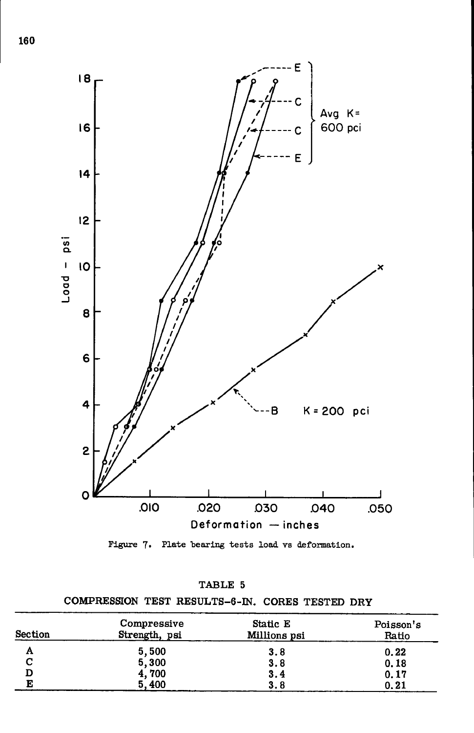Figure 7. Plate bearing tests load vs deformation.

TABLE 5

COMPRESSION TEST RESULTS-6-IN. CORES TESTED DRY

| Section | Compressive Strength, psi | Static E Millions psi | Poisson's Ratio |
|---|---|---|---|
| A | 5,500 | 3.8 | 0.22 |
| C | 5,300 | 3.8 | 0.18 |
| D | 4,700 | 3.4 | 0.17 |
| E | 5,400 | 3.8 | 0.21 |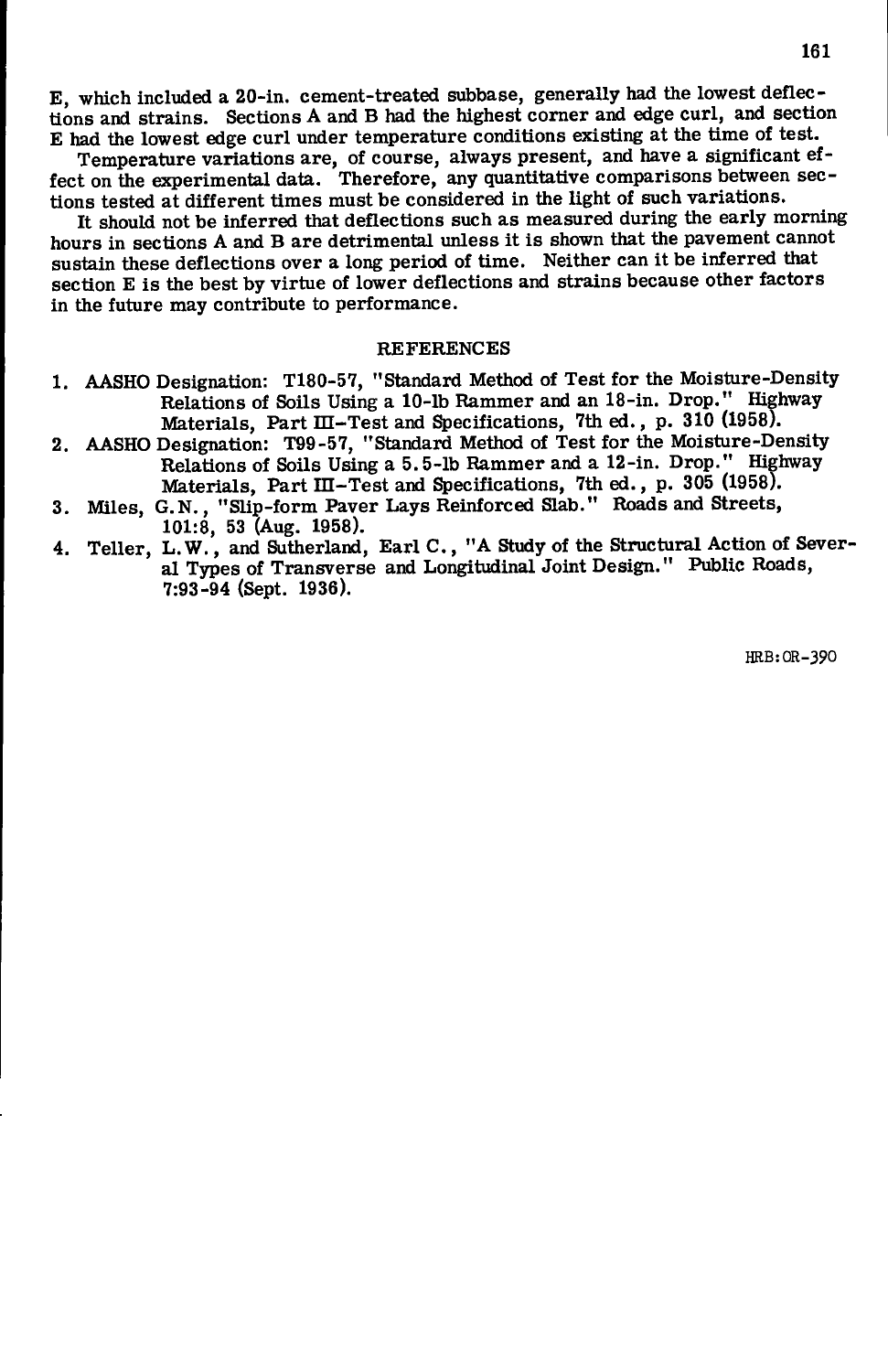E, which included a 20-in. cement-treated subbase, generally had the lowest deflections and strains. Sections A and B had the highest corner and edge curl, and section E had the lowest edge curl under temperature conditions existing at the time of test.

Temperature variations are, of course, always present, and have a significant effect on the experimental data. Therefore, any quantitative comparisons between sections tested at different times must be considered in the light of such variations.

It should not be inferred that deflections such as measured during the early morning hours in sections A and B are detrimental unless it is shown that the pavement cannot sustain these deflections over a long period of time. Neither can it be inferred that section E is the best by virtue of lower deflections and strains because other factors in the future may contribute to performance.

## REFERENCES

1. AASHO Designation: T180-57, "Standard Method of Test for the Moisture-Density Relations of Soils Using a 10-lb Rammer and an 18-in. Drop." Highway Materials, Part III—Test and Specifications, 7th ed., p. 310 (1958).
2. AASHO Designation: T99-57, "Standard Method of Test for the Moisture-Density Relations of Soils Using a 5.5-lb Rammer and a 12-in. Drop." Highway Materials, Part III—Test and Specifications, 7th ed., p. 305 (1958).
3. Miles, G.N., "Slip-form Paver Lays Reinforced Slab." Roads and Streets, 101:8, 53 (Aug. 1958).
4. Teller, L.W., and Sutherland, Earl C., "A Study of the Structural Action of Several Types of Transverse and Longitudinal Joint Design." Public Roads, 7:93-94 (Sept. 1936).

HRB:OR-390